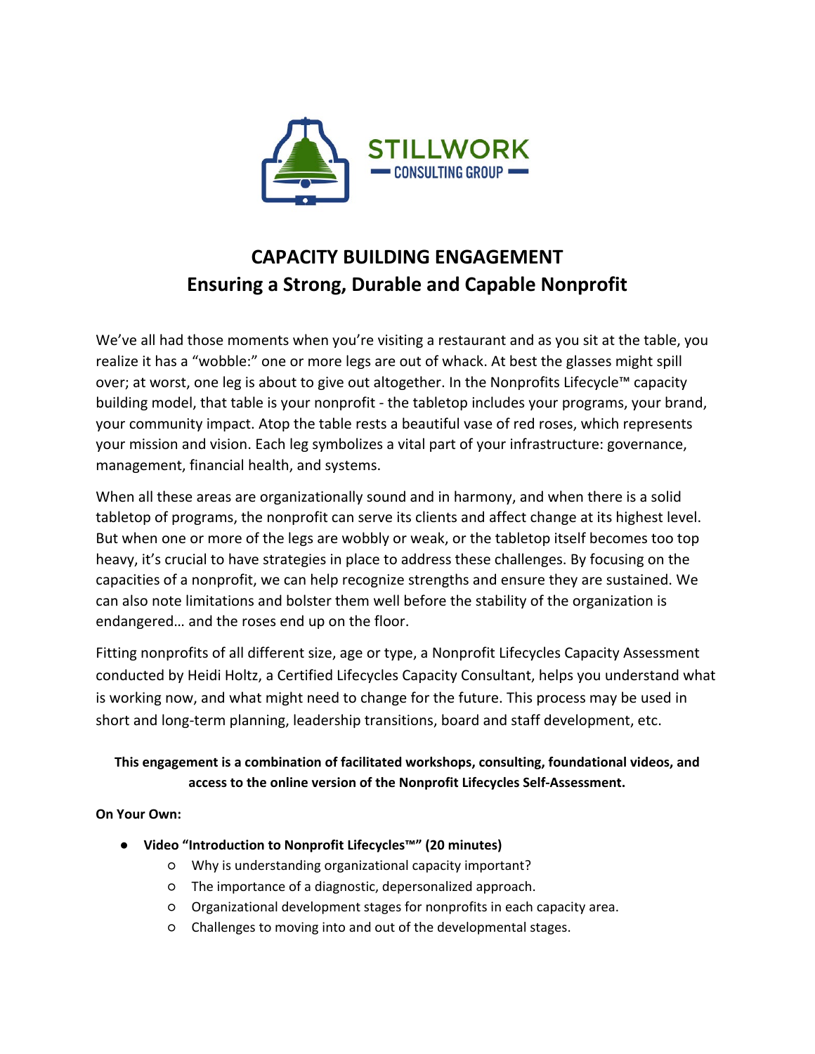STILLWORK
CONSULTING GROUP

# CAPACITY BUILDING ENGAGEMENT
## Ensuring a Strong, Durable and Capable Nonprofit

We've all had those moments when you're visiting a restaurant and as you sit at the table, you realize it has a "wobble:" one or more legs are out of whack. At best the glasses might spill over; at worst, one leg is about to give out altogether. In the Nonprofits Lifecycle™ capacity building model, that table is your nonprofit - the tabletop includes your programs, your brand, your community impact. Atop the table rests a beautiful vase of red roses, which represents your mission and vision. Each leg symbolizes a vital part of your infrastructure: governance, management, financial health, and systems.

When all these areas are organizationally sound and in harmony, and when there is a solid tabletop of programs, the nonprofit can serve its clients and affect change at its highest level. But when one or more of the legs are wobbly or weak, or the tabletop itself becomes too top heavy, it's crucial to have strategies in place to address these challenges. By focusing on the capacities of a nonprofit, we can help recognize strengths and ensure they are sustained. We can also note limitations and bolster them well before the stability of the organization is endangered… and the roses end up on the floor.

Fitting nonprofits of all different size, age or type, a Nonprofit Lifecycles Capacity Assessment conducted by Heidi Holtz, a Certified Lifecycles Capacity Consultant, helps you understand what is working now, and what might need to change for the future. This process may be used in short and long-term planning, leadership transitions, board and staff development, etc.

**This engagement is a combination of facilitated workshops, consulting, foundational videos, and access to the online version of the Nonprofit Lifecycles Self-Assessment.**

**On Your Own:**

- **Video "Introduction to Nonprofit Lifecycles™" (20 minutes)**
  - Why is understanding organizational capacity important?
  - The importance of a diagnostic, depersonalized approach.
  - Organizational development stages for nonprofits in each capacity area.
  - Challenges to moving into and out of the developmental stages.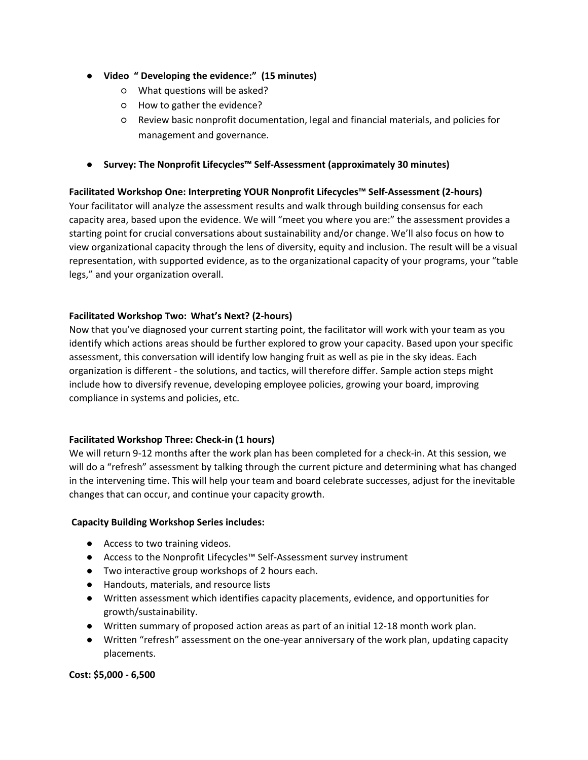- **Video " Developing the evidence:" (15 minutes)**
    - What questions will be asked?
    - How to gather the evidence?
    - Review basic nonprofit documentation, legal and financial materials, and policies for management and governance.

- **Survey: The Nonprofit Lifecycles™ Self-Assessment (approximately 30 minutes)**

**Facilitated Workshop One: Interpreting YOUR Nonprofit Lifecycles™ Self-Assessment (2-hours)**
Your facilitator will analyze the assessment results and walk through building consensus for each capacity area, based upon the evidence. We will "meet you where you are:" the assessment provides a starting point for crucial conversations about sustainability and/or change. We'll also focus on how to view organizational capacity through the lens of diversity, equity and inclusion. The result will be a visual representation, with supported evidence, as to the organizational capacity of your programs, your "table legs," and your organization overall.

**Facilitated Workshop Two: What's Next? (2-hours)**
Now that you've diagnosed your current starting point, the facilitator will work with your team as you identify which actions areas should be further explored to grow your capacity. Based upon your specific assessment, this conversation will identify low hanging fruit as well as pie in the sky ideas. Each organization is different - the solutions, and tactics, will therefore differ. Sample action steps might include how to diversify revenue, developing employee policies, growing your board, improving compliance in systems and policies, etc.

**Facilitated Workshop Three: Check-in (1 hours)**
We will return 9-12 months after the work plan has been completed for a check-in. At this session, we will do a "refresh" assessment by talking through the current picture and determining what has changed in the intervening time. This will help your team and board celebrate successes, adjust for the inevitable changes that can occur, and continue your capacity growth.

**Capacity Building Workshop Series includes:**

- Access to two training videos.
- Access to the Nonprofit Lifecycles™ Self-Assessment survey instrument
- Two interactive group workshops of 2 hours each.
- Handouts, materials, and resource lists
- Written assessment which identifies capacity placements, evidence, and opportunities for growth/sustainability.
- Written summary of proposed action areas as part of an initial 12-18 month work plan.
- Written "refresh" assessment on the one-year anniversary of the work plan, updating capacity placements.

**Cost: $5,000 - 6,500**